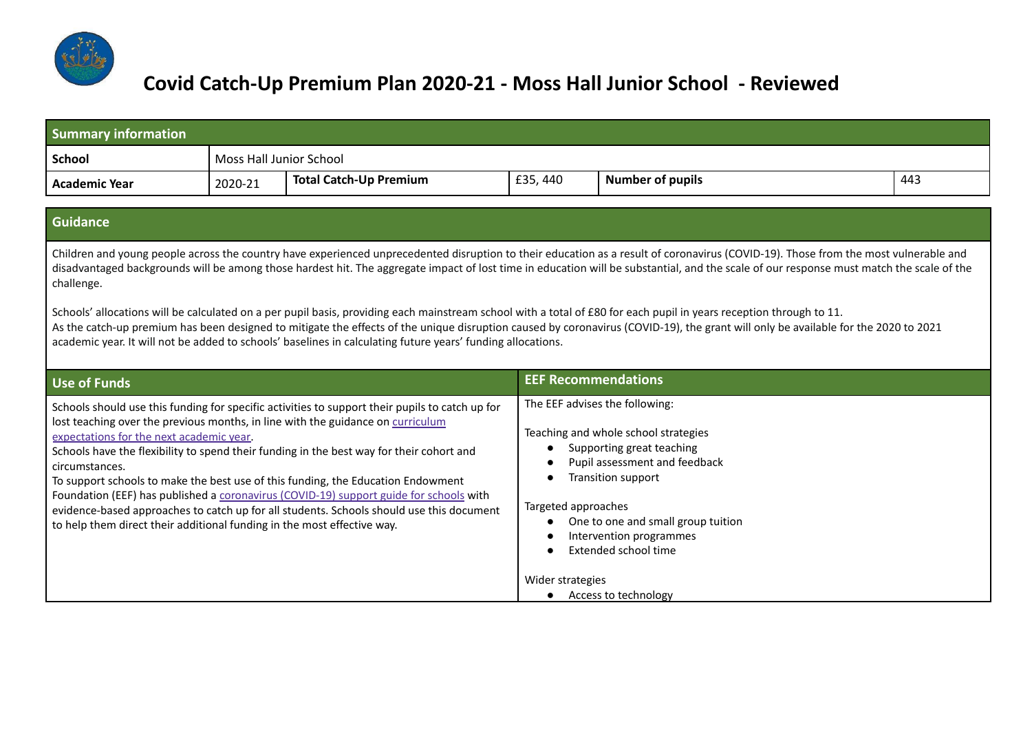# Covid Catch-Up Premium Plan 2020-21 - Moss Hall Junior School - Reviewed

| Summary information | | | | | |
|---|---|---|---|---|---|
| **School** | Moss Hall Junior School | | | | |
| **Academic Year** | 2020-21 | **Total Catch-Up Premium** | £35, 440 | **Number of pupils** | 443 |

## Guidance

Children and young people across the country have experienced unprecedented disruption to their education as a result of coronavirus (COVID-19). Those from the most vulnerable and disadvantaged backgrounds will be among those hardest hit. The aggregate impact of lost time in education will be substantial, and the scale of our response must match the scale of the challenge.

Schools' allocations will be calculated on a per pupil basis, providing each mainstream school with a total of £80 for each pupil in years reception through to 11.
As the catch-up premium has been designed to mitigate the effects of the unique disruption caused by coronavirus (COVID-19), the grant will only be available for the 2020 to 2021 academic year. It will not be added to schools' baselines in calculating future years' funding allocations.

## Use of Funds

Schools should use this funding for specific activities to support their pupils to catch up for lost teaching over the previous months, in line with the guidance on curriculum expectations for the next academic year.
Schools have the flexibility to spend their funding in the best way for their cohort and circumstances.
To support schools to make the best use of this funding, the Education Endowment Foundation (EEF) has published a coronavirus (COVID-19) support guide for schools with evidence-based approaches to catch up for all students. Schools should use this document to help them direct their additional funding in the most effective way.

## EEF Recommendations

The EEF advises the following:

Teaching and whole school strategies
- Supporting great teaching
- Pupil assessment and feedback
- Transition support

Targeted approaches
- One to one and small group tuition
- Intervention programmes
- Extended school time

Wider strategies
- Access to technology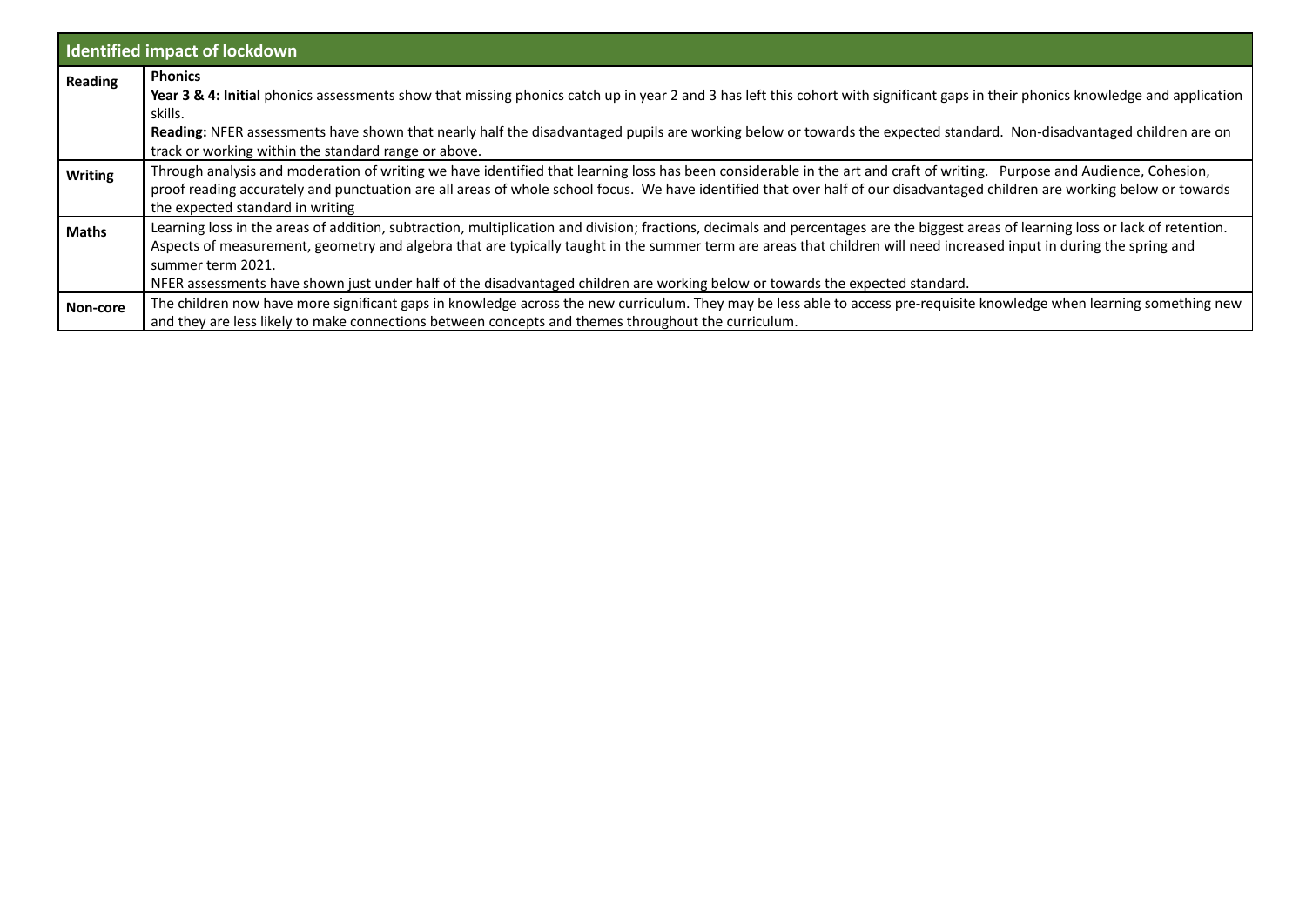| Identified impact of lockdown | |
|---|---|
| **Reading** | **Phonics**<br>**Year 3 & 4: Initial** phonics assessments show that missing phonics catch up in year 2 and 3 has left this cohort with significant gaps in their phonics knowledge and application skills.<br>**Reading:** NFER assessments have shown that nearly half the disadvantaged pupils are working below or towards the expected standard. Non-disadvantaged children are on track or working within the standard range or above. |
| **Writing** | Through analysis and moderation of writing we have identified that learning loss has been considerable in the art and craft of writing. Purpose and Audience, Cohesion, proof reading accurately and punctuation are all areas of whole school focus. We have identified that over half of our disadvantaged children are working below or towards the expected standard in writing |
| **Maths** | Learning loss in the areas of addition, subtraction, multiplication and division; fractions, decimals and percentages are the biggest areas of learning loss or lack of retention. Aspects of measurement, geometry and algebra that are typically taught in the summer term are areas that children will need increased input in during the spring and summer term 2021.<br>NFER assessments have shown just under half of the disadvantaged children are working below or towards the expected standard. |
| **Non-core** | The children now have more significant gaps in knowledge across the new curriculum. They may be less able to access pre-requisite knowledge when learning something new and they are less likely to make connections between concepts and themes throughout the curriculum. |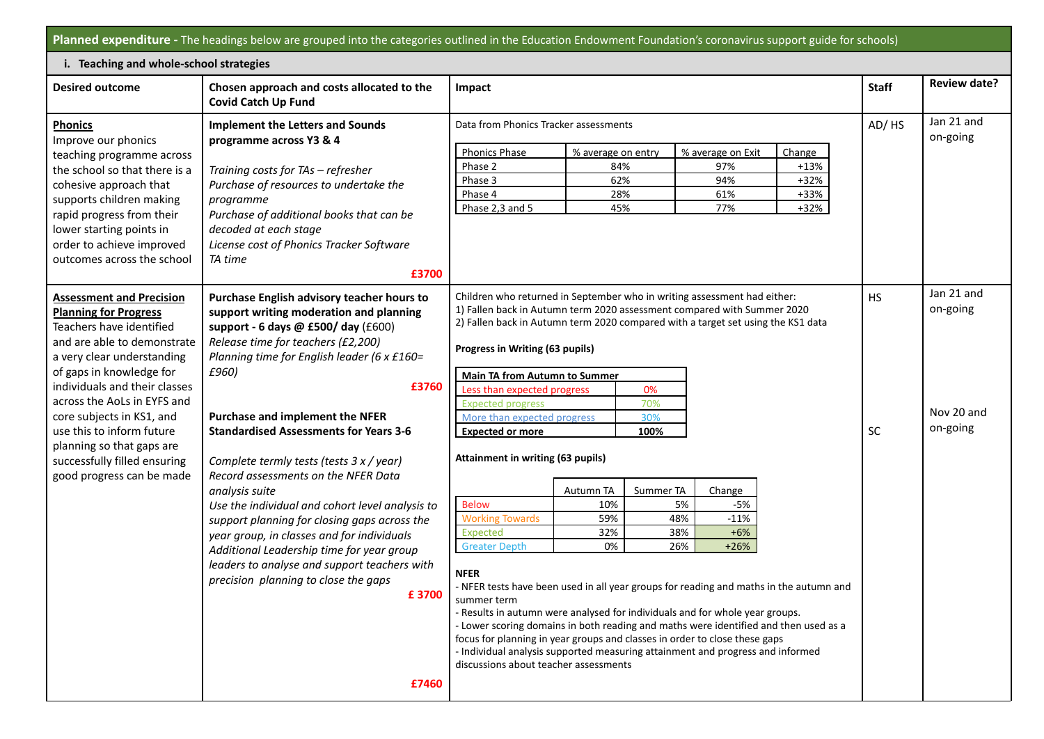**Planned expenditure -** The headings below are grouped into the categories outlined in the Education Endowment Foundation's coronavirus support guide for schools)

**i. Teaching and whole-school strategies**

| Desired outcome | Chosen approach and costs allocated to the Covid Catch Up Fund | Impact | Staff | Review date? |
|---|---|---|---|---|
| **Phonics** Improve our phonics teaching programme across the school so that there is a cohesive approach that supports children making rapid progress from their lower starting points in order to achieve improved outcomes across the school | **Implement the Letters and Sounds programme across Y3 & 4** *Training costs for TAs – refresher* *Purchase of resources to undertake the programme* *Purchase of additional books that can be decoded at each stage* *License cost of Phonics Tracker Software* *TA time* **£3700** | Data from Phonics Tracker assessments<br><br>Phonics Phase / % average on entry / % average on Exit / Change:<br>Phase 2: 84% / 97% / +13%<br>Phase 3: 62% / 94% / +32%<br>Phase 4: 28% / 61% / +33%<br>Phase 2,3 and 5: 45% / 77% / +32% | AD/ HS | Jan 21 and on-going |
| **Assessment and Precision Planning for Progress** Teachers have identified and are able to demonstrate a very clear understanding of gaps in knowledge for individuals and their classes across the AoLs in EYFS and core subjects in KS1, and use this to inform future planning so that gaps are successfully filled ensuring good progress can be made | **Purchase English advisory teacher hours to support writing moderation and planning support - 6 days @ £500/ day** (£600) *Release time for teachers (£2,200)* *Planning time for English leader (6 x £160= £960)* **£3760** | Children who returned in September who in writing assessment had either:<br>1) Fallen back in Autumn term 2020 assessment compared with Summer 2020<br>2) Fallen back in Autumn term 2020 compared with a target set using the KS1 data<br><br>**Progress in Writing (63 pupils)**<br><br>**Main TA from Autumn to Summer**<br>Less than expected progress: 0%<br>Expected progress: 70%<br>More than expected progress: 30%<br>**Expected or more: 100%**<br><br>**Attainment in writing (63 pupils)**<br><br>Autumn TA / Summer TA / Change:<br>Below: 10% / 5% / -5%<br>Working Towards: 59% / 48% / -11%<br>Expected: 32% / 38% / +6%<br>Greater Depth: 0% / 26% / +26% | HS | Jan 21 and on-going |
| | **Purchase and implement the NFER Standardised Assessments for Years 3-6** *Complete termly tests (tests 3 x / year)* *Record assessments on the NFER Data analysis suite* *Use the individual and cohort level analysis to support planning for closing gaps across the year group, in classes and for individuals* *Additional Leadership time for year group leaders to analyse and support teachers with precision planning to close the gaps* **£ 3700**<br><br>**£7460** | **NFER**<br>- NFER tests have been used in all year groups for reading and maths in the autumn and summer term<br>- Results in autumn were analysed for individuals and for whole year groups.<br>- Lower scoring domains in both reading and maths were identified and then used as a focus for planning in year groups and classes in order to close these gaps<br>- Individual analysis supported measuring attainment and progress and informed discussions about teacher assessments | SC | Nov 20 and on-going |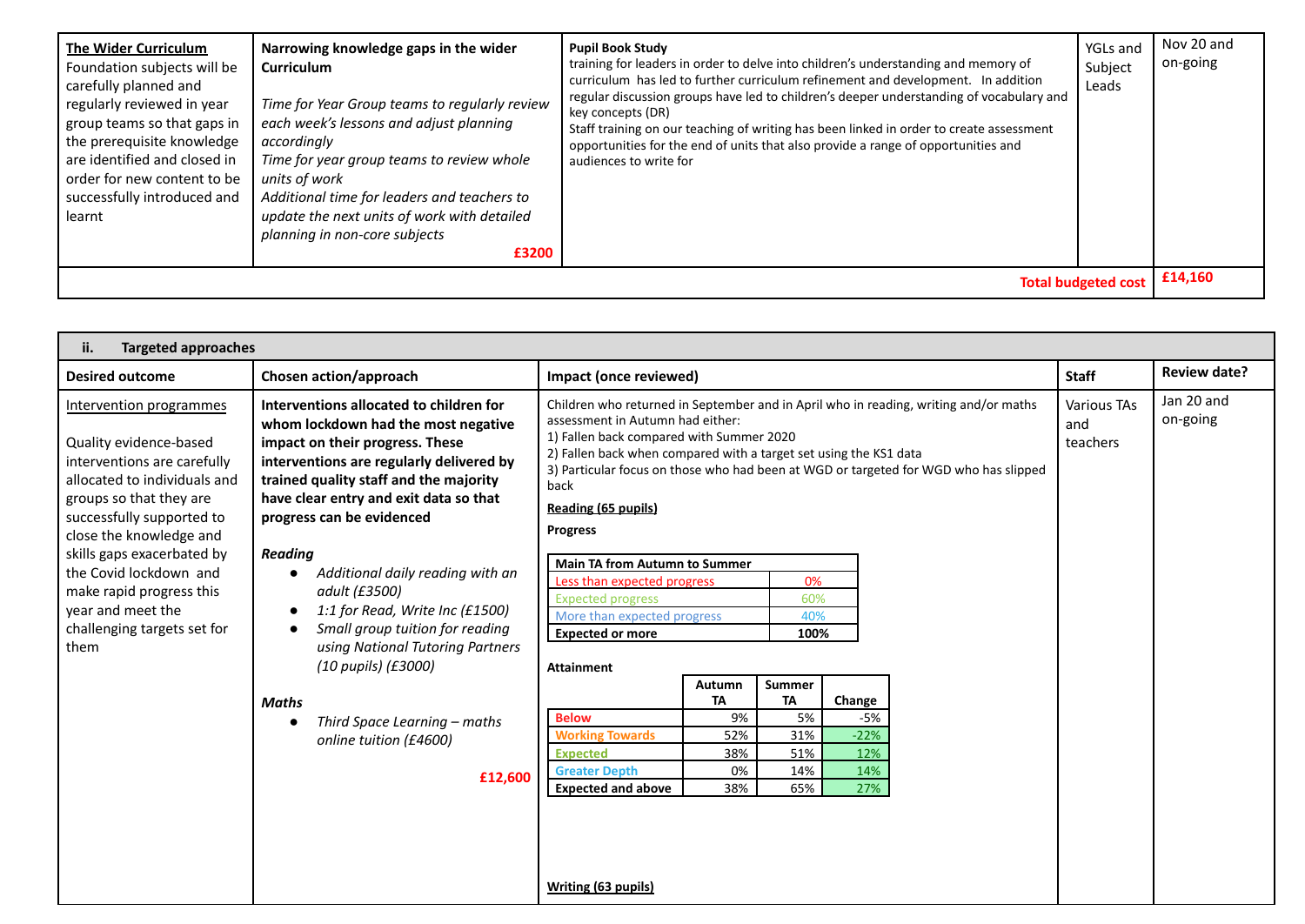| The Wider Curriculum | Narrowing knowledge gaps in the wider Curriculum | Pupil Book Study | YGLs and Subject Leads | Nov 20 and on-going |
|---|---|---|---|---|
| Foundation subjects will be carefully planned and regularly reviewed in year group teams so that gaps in the prerequisite knowledge are identified and closed in order for new content to be successfully introduced and learnt | *Time for Year Group teams to regularly review each week's lessons and adjust planning accordingly*<br>*Time for year group teams to review whole units of work*<br>*Additional time for leaders and teachers to update the next units of work with detailed planning in non-core subjects*<br>**£3200** | training for leaders in order to delve into children's understanding and memory of curriculum has led to further curriculum refinement and development. In addition regular discussion groups have led to children's deeper understanding of vocabulary and key concepts (DR)<br>Staff training on our teaching of writing has been linked in order to create assessment opportunities for the end of units that also provide a range of opportunities and audiences to write for | | |
| | | | **Total budgeted cost** | **£14,160** |

| ii. **Targeted approaches** | | | | |
|---|---|---|---|---|
| **Desired outcome** | **Chosen action/approach** | **Impact (once reviewed)** | **Staff** | **Review date?** |
| Intervention programmes<br><br>Quality evidence-based interventions are carefully allocated to individuals and groups so that they are successfully supported to close the knowledge and skills gaps exacerbated by the Covid lockdown and make rapid progress this year and meet the challenging targets set for them | **Interventions allocated to children for whom lockdown had the most negative impact on their progress. These interventions are regularly delivered by trained quality staff and the majority have clear entry and exit data so that progress can be evidenced**<br><br>***Reading***<br>● *Additional daily reading with an adult (£3500)*<br>● *1:1 for Read, Write Inc (£1500)*<br>● *Small group tuition for reading using National Tutoring Partners (10 pupils) (£3000)*<br><br>***Maths***<br>● *Third Space Learning – maths online tuition (£4600)*<br><br>**£12,600** | Children who returned in September and in April who in reading, writing and/or maths assessment in Autumn had either:<br>1) Fallen back compared with Summer 2020<br>2) Fallen back when compared with a target set using the KS1 data<br>3) Particular focus on those who had been at WGD or targeted for WGD who has slipped back<br><br>**Reading (65 pupils)**<br>**Progress**<br>(see table below)<br>**Attainment**<br>(see table below)<br><br>**Writing (63 pupils)** | Various TAs and teachers | Jan 20 and on-going |

**Reading (65 pupils) – Progress**

| Main TA from Autumn to Summer | |
|---|---|
| Less than expected progress | 0% |
| Expected progress | 60% |
| More than expected progress | 40% |
| **Expected or more** | **100%** |

**Reading (65 pupils) – Attainment**

| | Autumn TA | Summer TA | Change |
|---|---|---|---|
| **Below** | 9% | 5% | -5% |
| **Working Towards** | 52% | 31% | -22% |
| **Expected** | 38% | 51% | 12% |
| **Greater Depth** | 0% | 14% | 14% |
| **Expected and above** | 38% | 65% | 27% |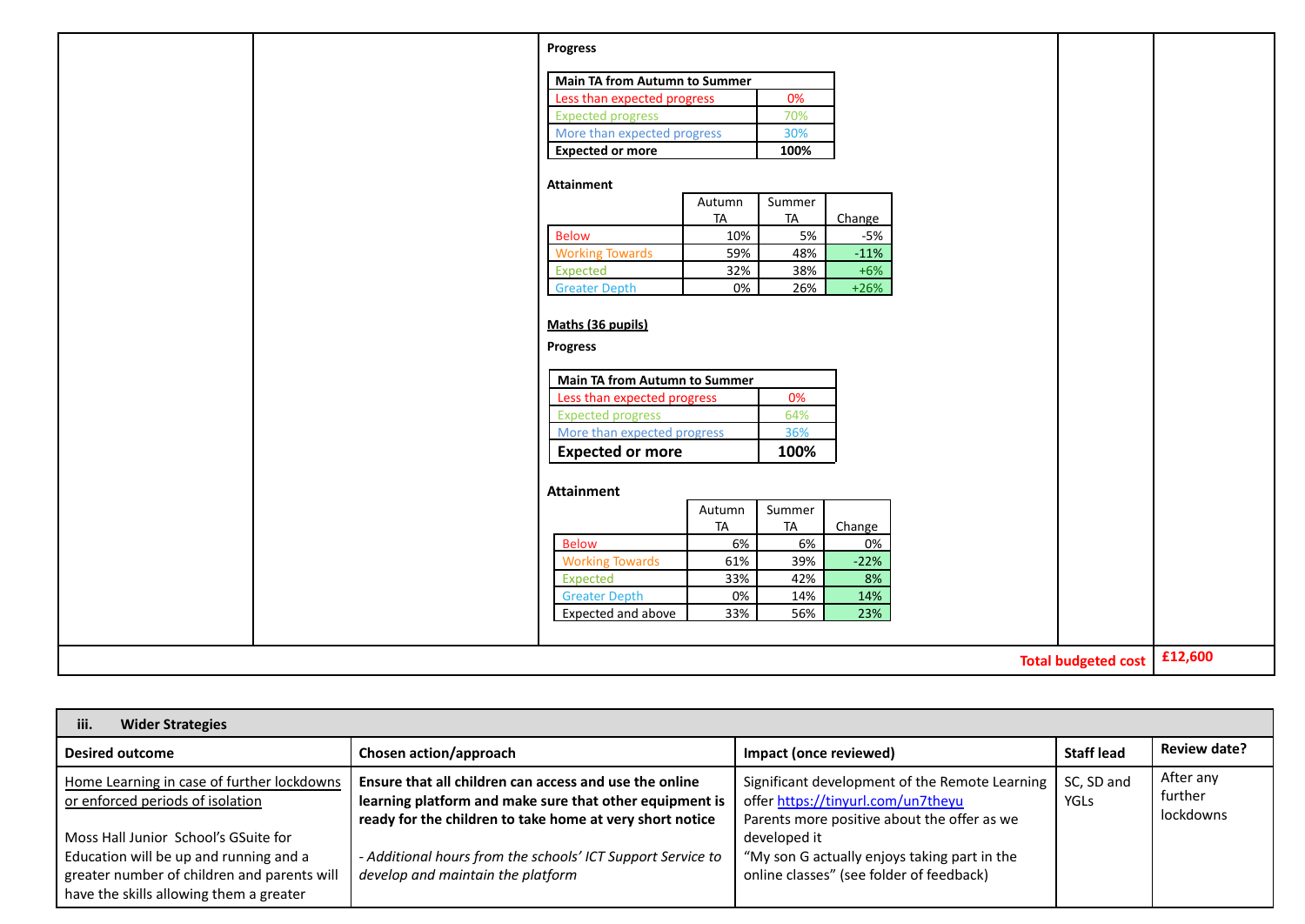**Progress**

| Main TA from Autumn to Summer | |
|---|---|
| Less than expected progress | 0% |
| Expected progress | 70% |
| More than expected progress | 30% |
| **Expected or more** | **100%** |

**Attainment**

| | Autumn TA | Summer TA | Change |
|---|---|---|---|
| Below | 10% | 5% | -5% |
| Working Towards | 59% | 48% | -11% |
| Expected | 32% | 38% | +6% |
| Greater Depth | 0% | 26% | +26% |

**Maths (36 pupils)**

**Progress**

| Main TA from Autumn to Summer | |
|---|---|
| Less than expected progress | 0% |
| Expected progress | 64% |
| More than expected progress | 36% |
| **Expected or more** | **100%** |

**Attainment**

| | Autumn TA | Summer TA | Change |
|---|---|---|---|
| Below | 6% | 6% | 0% |
| Working Towards | 61% | 39% | -22% |
| Expected | 33% | 42% | 8% |
| Greater Depth | 0% | 14% | 14% |
| Expected and above | 33% | 56% | 23% |

**Total budgeted cost** | **£12,600**

| **iii. Wider Strategies** | | | | |
|---|---|---|---|---|
| **Desired outcome** | **Chosen action/approach** | **Impact (once reviewed)** | **Staff lead** | **Review date?** |
| Home Learning in case of further lockdowns or enforced periods of isolation<br><br>Moss Hall Junior School's GSuite for Education will be up and running and a greater number of children and parents will have the skills allowing them a greater | **Ensure that all children can access and use the online learning platform and make sure that other equipment is ready for the children to take home at very short notice**<br><br>*- Additional hours from the schools' ICT Support Service to develop and maintain the platform* | Significant development of the Remote Learning offer https://tinyurl.com/un7theyu<br>Parents more positive about the offer as we developed it<br>"My son G actually enjoys taking part in the online classes" (see folder of feedback) | SC, SD and YGLs | After any further lockdowns |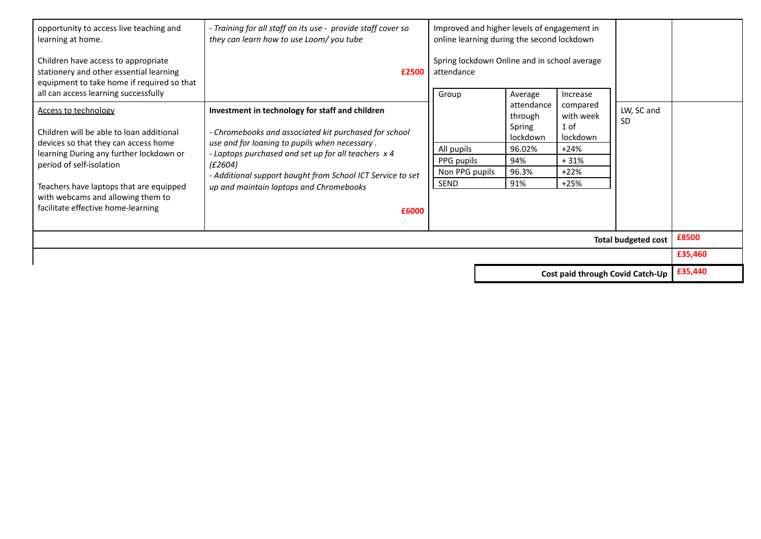| | | | | |
|---|---|---|---|---|
| opportunity to access live teaching and learning at home.<br><br>Children have access to appropriate stationery and other essential learning equipment to take home if required so that all can access learning successfully | *- Training for all staff on its use - provide staff cover so they can learn how to use Loom/ you tube*<br><br>**£2500** | Improved and higher levels of engagement in online learning during the second lockdown<br><br>Spring lockdown Online and in school average attendance<br><br>Group / Average attendance through Spring lockdown / Increase compared with week 1 of lockdown<br>All pupils / 96.02% / +24%<br>PPG pupils / 94% / + 31%<br>Non PPG pupils / 96.3% / +22%<br>SEND / 91% / +25% | | |
| Access to technology<br><br>Children will be able to loan additional devices so that they can access home learning During any further lockdown or period of self-isolation<br><br>Teachers have laptops that are equipped with webcams and allowing them to facilitate effective home-learning | **Investment in technology for staff and children**<br><br>*- Chromebooks and associated kit purchased for school use and for loaning to pupils when necessary .*<br>*- Laptops purchased and set up for all teachers x 4 (£2604)*<br>*- Additional support bought from School ICT Service to set up and maintain laptops and Chromebooks*<br><br>**£6000** | | LW, SC and SD | |
| | | | **Total budgeted cost** | **£8500** |
| | | | | **£35,460** |
| | | | **Cost paid through Covid Catch-Up** | **£35,440** |